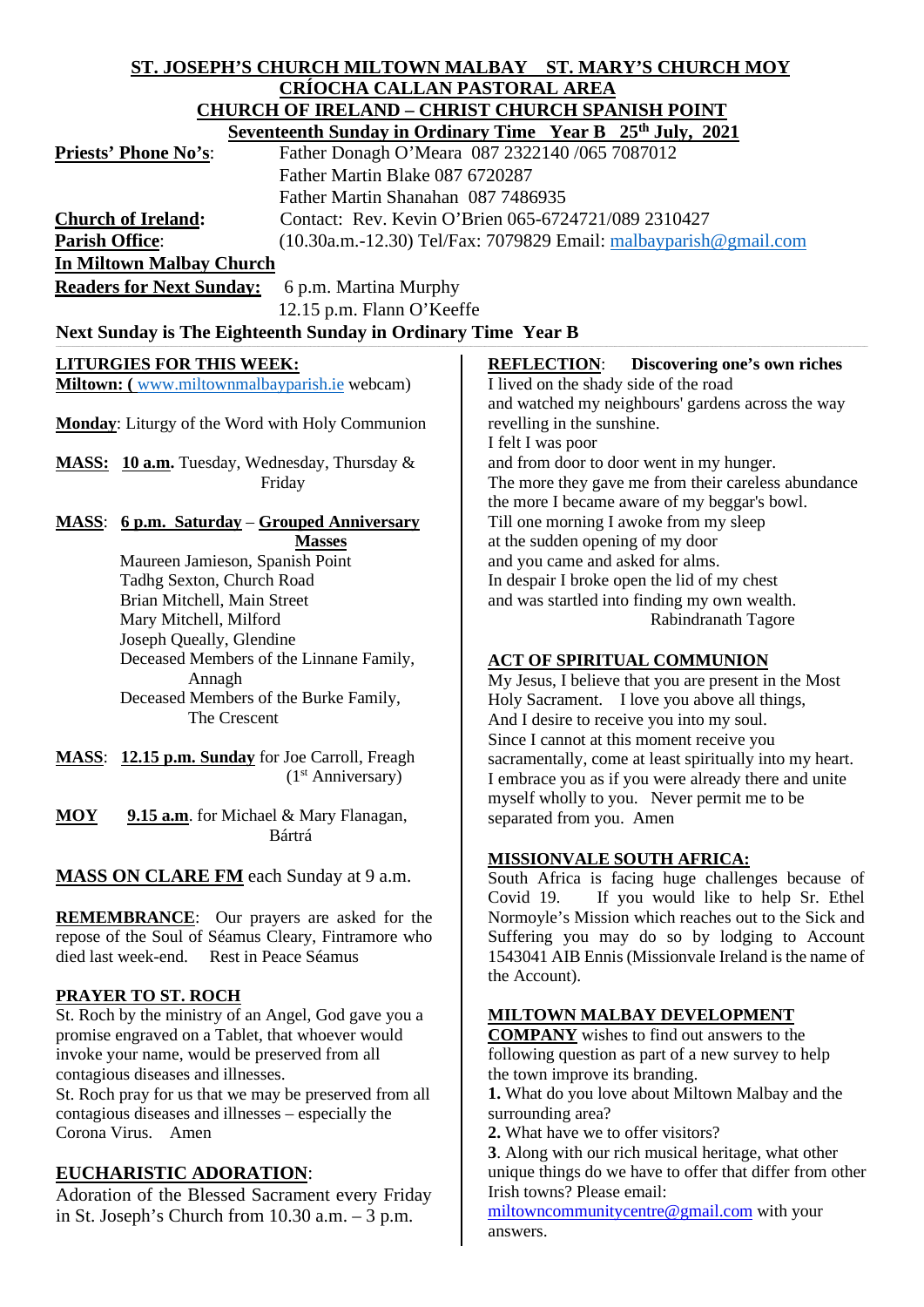**ST. JOSEPH'S CHURCH MILTOWN MALBAY   ST. MARY'S CHURCH MOY**
**CRÍOCHA CALLAN PASTORAL AREA**
**CHURCH OF IRELAND – CHRIST CHURCH SPANISH POINT**
**Seventeenth Sunday in Ordinary Time   Year B   25th July, 2021**

**Priests' Phone No's**: Father Donagh O'Meara 087 2322140 /065 7087012
Father Martin Blake 087 6720287
Father Martin Shanahan 087 7486935

**Church of Ireland**: Contact: Rev. Kevin O'Brien 065-6724721/089 2310427

**Parish Office**: (10.30a.m.-12.30) Tel/Fax: 7079829 Email: malbayparish@gmail.com

**In Miltown Malbay Church**

**Readers for Next Sunday:** 6 p.m. Martina Murphy
12.15 p.m. Flann O'Keeffe

**Next Sunday is The Eighteenth Sunday in Ordinary Time Year B**

**LITURGIES FOR THIS WEEK:**

**Miltown: (** www.miltownmalbayparish.ie webcam)

**Monday**: Liturgy of the Word with Holy Communion

**MASS:** **10 a.m.** Tuesday, Wednesday, Thursday & Friday

**MASS**: **6 p.m. Saturday** – **Grouped Anniversary Masses**
Maureen Jamieson, Spanish Point
Tadhg Sexton, Church Road
Brian Mitchell, Main Street
Mary Mitchell, Milford
Joseph Queally, Glendine
Deceased Members of the Linnane Family, Annagh
Deceased Members of the Burke Family, The Crescent

**MASS**: **12.15 p.m. Sunday** for Joe Carroll, Freagh (1st Anniversary)

**MOY** **9.15 a.m**. for Michael & Mary Flanagan, Bártrá

**MASS ON CLARE FM** each Sunday at 9 a.m.

**REMEMBRANCE**: Our prayers are asked for the repose of the Soul of Séamus Cleary, Fintramore who died last week-end. Rest in Peace Séamus

**PRAYER TO ST. ROCH**

St. Roch by the ministry of an Angel, God gave you a promise engraved on a Tablet, that whoever would invoke your name, would be preserved from all contagious diseases and illnesses.
St. Roch pray for us that we may be preserved from all contagious diseases and illnesses – especially the Corona Virus. Amen

**EUCHARISTIC ADORATION**:

Adoration of the Blessed Sacrament every Friday in St. Joseph's Church from 10.30 a.m. – 3 p.m.

**REFLECTION**: **Discovering one's own riches**

I lived on the shady side of the road
and watched my neighbours' gardens across the way
revelling in the sunshine.
I felt I was poor
and from door to door went in my hunger.
The more they gave me from their careless abundance
the more I became aware of my beggar's bowl.
Till one morning I awoke from my sleep
at the sudden opening of my door
and you came and asked for alms.
In despair I broke open the lid of my chest
and was startled into finding my own wealth.

Rabindranath Tagore

**ACT OF SPIRITUAL COMMUNION**

My Jesus, I believe that you are present in the Most Holy Sacrament. I love you above all things, And I desire to receive you into my soul. Since I cannot at this moment receive you sacramentally, come at least spiritually into my heart. I embrace you as if you were already there and unite myself wholly to you. Never permit me to be separated from you. Amen

**MISSIONVALE SOUTH AFRICA:**

South Africa is facing huge challenges because of Covid 19. If you would like to help Sr. Ethel Normoyle's Mission which reaches out to the Sick and Suffering you may do so by lodging to Account 1543041 AIB Ennis (Missionvale Ireland is the name of the Account).

**MILTOWN MALBAY DEVELOPMENT COMPANY** wishes to find out answers to the following question as part of a new survey to help the town improve its branding.

**1.** What do you love about Miltown Malbay and the surrounding area?
**2.** What have we to offer visitors?
**3**. Along with our rich musical heritage, what other unique things do we have to offer that differ from other Irish towns? Please email: miltowncommunitycentre@gmail.com with your answers.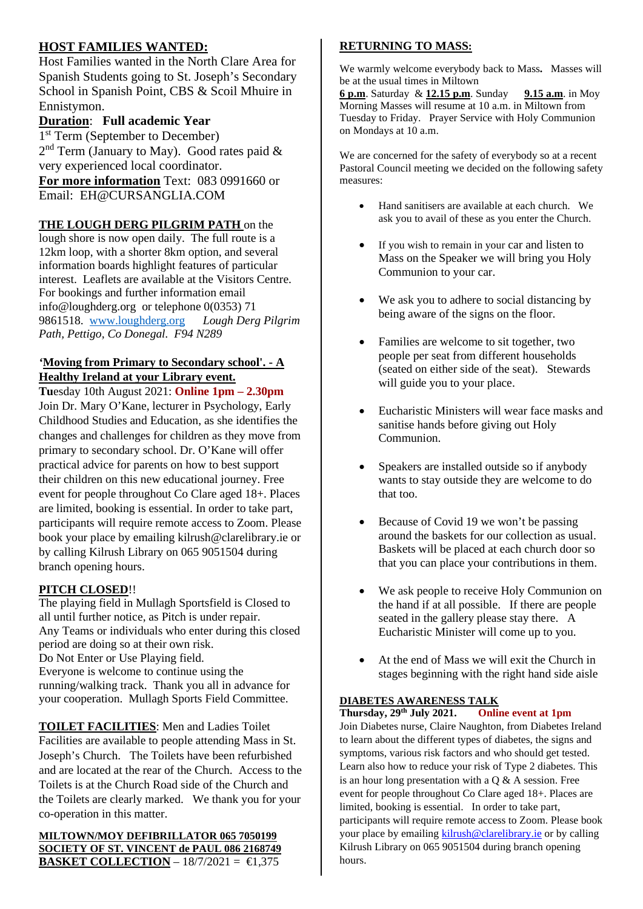## HOST FAMILIES WANTED:

Host Families wanted in the North Clare Area for Spanish Students going to St. Joseph's Secondary School in Spanish Point, CBS & Scoil Mhuire in Ennistymon.

**Duration**: **Full academic Year**

1st Term (September to December)

2nd Term (January to May). Good rates paid & very experienced local coordinator.

**For more information** Text: 083 0991660 or Email: EH@CURSANGLIA.COM

**THE LOUGH DERG PILGRIM PATH** on the lough shore is now open daily. The full route is a 12km loop, with a shorter 8km option, and several information boards highlight features of particular interest. Leaflets are available at the Visitors Centre. For bookings and further information email info@loughderg.org or telephone 0(0353) 71 9861518. www.loughderg.org *Lough Derg Pilgrim Path, Pettigo, Co Donegal. F94 N289*

**'Moving from Primary to Secondary school'. - A Healthy Ireland at your Library event.**

**Tu**esday 10th August 2021: **Online 1pm – 2.30pm**

Join Dr. Mary O'Kane, lecturer in Psychology, Early Childhood Studies and Education, as she identifies the changes and challenges for children as they move from primary to secondary school. Dr. O'Kane will offer practical advice for parents on how to best support their children on this new educational journey. Free event for people throughout Co Clare aged 18+. Places are limited, booking is essential. In order to take part, participants will require remote access to Zoom. Please book your place by emailing kilrush@clarelibrary.ie or by calling Kilrush Library on 065 9051504 during branch opening hours.

**PITCH CLOSED**!!

The playing field in Mullagh Sportsfield is Closed to all until further notice, as Pitch is under repair. Any Teams or individuals who enter during this closed period are doing so at their own risk.

Do Not Enter or Use Playing field.

Everyone is welcome to continue using the running/walking track. Thank you all in advance for your cooperation. Mullagh Sports Field Committee.

**TOILET FACILITIES**: Men and Ladies Toilet Facilities are available to people attending Mass in St. Joseph's Church. The Toilets have been refurbished and are located at the rear of the Church. Access to the Toilets is at the Church Road side of the Church and the Toilets are clearly marked. We thank you for your co-operation in this matter.

**MILTOWN/MOY DEFIBRILLATOR 065 7050199**

**SOCIETY OF ST. VINCENT de PAUL 086 2168749**

**BASKET COLLECTION** – 18/7/2021 = €1,375

## RETURNING TO MASS:

We warmly welcome everybody back to Mass**.** Masses will be at the usual times in Miltown

**6 p.m**. Saturday & **12.15 p.m**. Sunday **9.15 a.m**. in Moy

Morning Masses will resume at 10 a.m. in Miltown from Tuesday to Friday. Prayer Service with Holy Communion on Mondays at 10 a.m.

We are concerned for the safety of everybody so at a recent Pastoral Council meeting we decided on the following safety measures:

- Hand sanitisers are available at each church. We ask you to avail of these as you enter the Church.
- If you wish to remain in your car and listen to Mass on the Speaker we will bring you Holy Communion to your car.
- We ask you to adhere to social distancing by being aware of the signs on the floor.
- Families are welcome to sit together, two people per seat from different households (seated on either side of the seat). Stewards will guide you to your place.
- Eucharistic Ministers will wear face masks and sanitise hands before giving out Holy Communion.
- Speakers are installed outside so if anybody wants to stay outside they are welcome to do that too.
- Because of Covid 19 we won't be passing around the baskets for our collection as usual. Baskets will be placed at each church door so that you can place your contributions in them.
- We ask people to receive Holy Communion on the hand if at all possible. If there are people seated in the gallery please stay there. A Eucharistic Minister will come up to you.
- At the end of Mass we will exit the Church in stages beginning with the right hand side aisle

**DIABETES AWARENESS TALK**

**Thursday, 29th July 2021.** **Online event at 1pm**

Join Diabetes nurse, Claire Naughton, from Diabetes Ireland to learn about the different types of diabetes, the signs and symptoms, various risk factors and who should get tested. Learn also how to reduce your risk of Type 2 diabetes. This is an hour long presentation with a Q & A session. Free event for people throughout Co Clare aged 18+. Places are limited, booking is essential. In order to take part, participants will require remote access to Zoom. Please book your place by emailing kilrush@clarelibrary.ie or by calling Kilrush Library on 065 9051504 during branch opening hours.